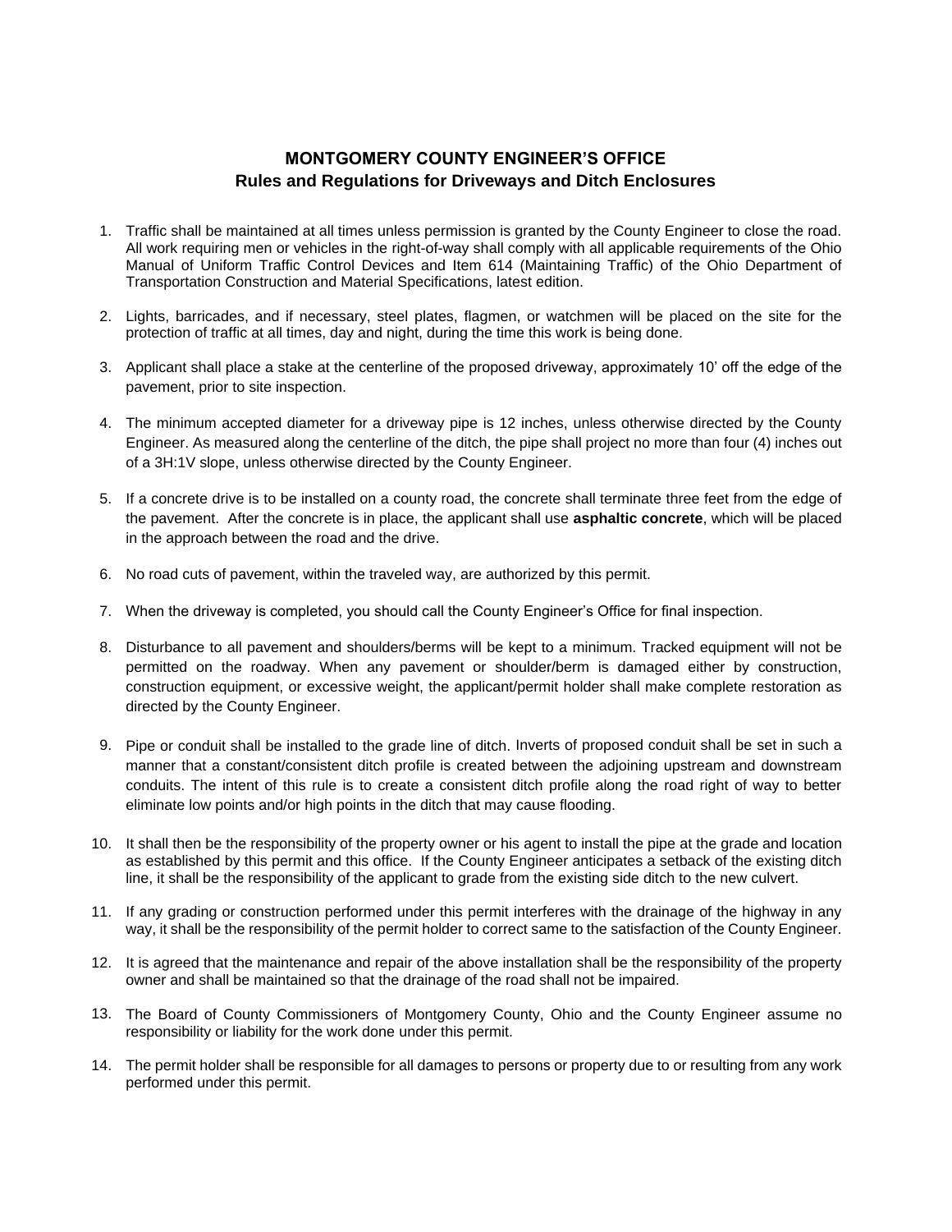## MONTGOMERY COUNTY ENGINEER'S OFFICE
## Rules and Regulations for Driveways and Ditch Enclosures

1. Traffic shall be maintained at all times unless permission is granted by the County Engineer to close the road. All work requiring men or vehicles in the right-of-way shall comply with all applicable requirements of the Ohio Manual of Uniform Traffic Control Devices and Item 614 (Maintaining Traffic) of the Ohio Department of Transportation Construction and Material Specifications, latest edition.

2. Lights, barricades, and if necessary, steel plates, flagmen, or watchmen will be placed on the site for the protection of traffic at all times, day and night, during the time this work is being done.

3. Applicant shall place a stake at the centerline of the proposed driveway, approximately 10' off the edge of the pavement, prior to site inspection.

4. The minimum accepted diameter for a driveway pipe is 12 inches, unless otherwise directed by the County Engineer. As measured along the centerline of the ditch, the pipe shall project no more than four (4) inches out of a 3H:1V slope, unless otherwise directed by the County Engineer.

5. If a concrete drive is to be installed on a county road, the concrete shall terminate three feet from the edge of the pavement. After the concrete is in place, the applicant shall use **asphaltic concrete**, which will be placed in the approach between the road and the drive.

6. No road cuts of pavement, within the traveled way, are authorized by this permit.

7. When the driveway is completed, you should call the County Engineer's Office for final inspection.

8. Disturbance to all pavement and shoulders/berms will be kept to a minimum. Tracked equipment will not be permitted on the roadway. When any pavement or shoulder/berm is damaged either by construction, construction equipment, or excessive weight, the applicant/permit holder shall make complete restoration as directed by the County Engineer.

9. Pipe or conduit shall be installed to the grade line of ditch. Inverts of proposed conduit shall be set in such a manner that a constant/consistent ditch profile is created between the adjoining upstream and downstream conduits. The intent of this rule is to create a consistent ditch profile along the road right of way to better eliminate low points and/or high points in the ditch that may cause flooding.

10. It shall then be the responsibility of the property owner or his agent to install the pipe at the grade and location as established by this permit and this office. If the County Engineer anticipates a setback of the existing ditch line, it shall be the responsibility of the applicant to grade from the existing side ditch to the new culvert.

11. If any grading or construction performed under this permit interferes with the drainage of the highway in any way, it shall be the responsibility of the permit holder to correct same to the satisfaction of the County Engineer.

12. It is agreed that the maintenance and repair of the above installation shall be the responsibility of the property owner and shall be maintained so that the drainage of the road shall not be impaired.

13. The Board of County Commissioners of Montgomery County, Ohio and the County Engineer assume no responsibility or liability for the work done under this permit.

14. The permit holder shall be responsible for all damages to persons or property due to or resulting from any work performed under this permit.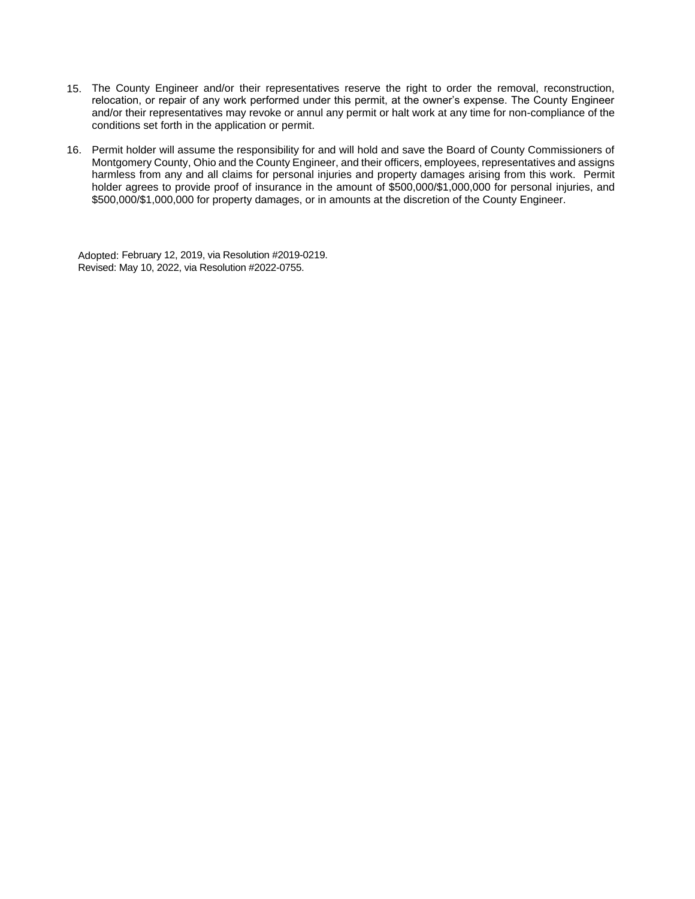15. The County Engineer and/or their representatives reserve the right to order the removal, reconstruction, relocation, or repair of any work performed under this permit, at the owner's expense. The County Engineer and/or their representatives may revoke or annul any permit or halt work at any time for non-compliance of the conditions set forth in the application or permit.

16. Permit holder will assume the responsibility for and will hold and save the Board of County Commissioners of Montgomery County, Ohio and the County Engineer, and their officers, employees, representatives and assigns harmless from any and all claims for personal injuries and property damages arising from this work. Permit holder agrees to provide proof of insurance in the amount of $500,000/$1,000,000 for personal injuries, and $500,000/$1,000,000 for property damages, or in amounts at the discretion of the County Engineer.

Adopted: February 12, 2019, via Resolution #2019-0219.
Revised: May 10, 2022, via Resolution #2022-0755.